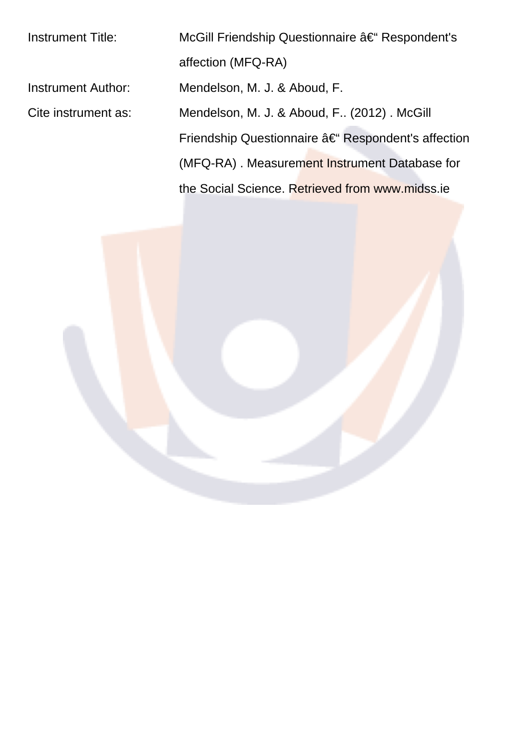| | |
|---|---|
| Instrument Title: | McGill Friendship Questionnaire â€“ Respondent's affection (MFQ-RA) |
| Instrument Author: | Mendelson, M. J. & Aboud, F. |
| Cite instrument as: | Mendelson, M. J. & Aboud, F.. (2012) . McGill Friendship Questionnaire â€“ Respondent's affection (MFQ-RA) . Measurement Instrument Database for the Social Science. Retrieved from www.midss.ie |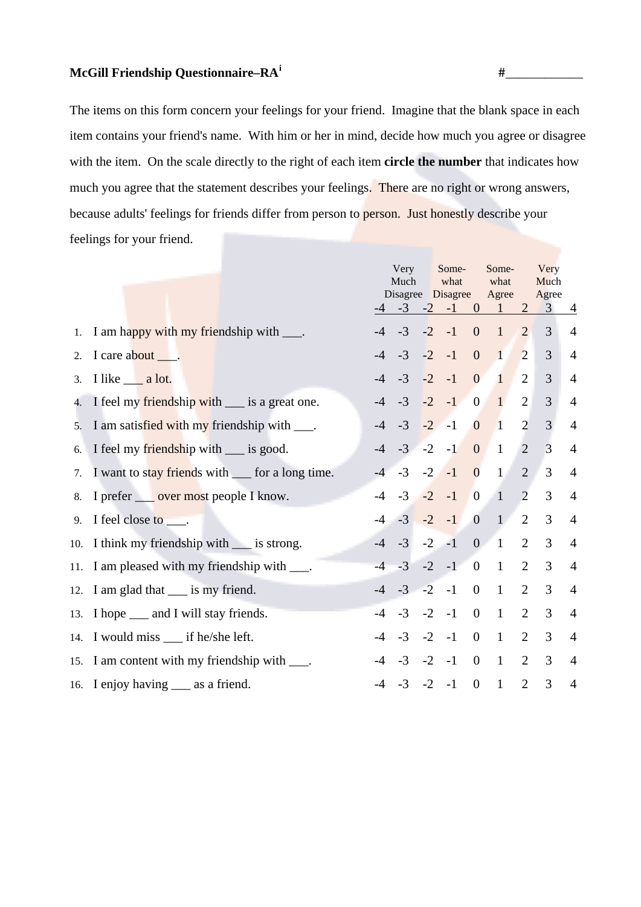**McGill Friendship Questionnaire–RA**[i] #____________

The items on this form concern your feelings for your friend. Imagine that the blank space in each item contains your friend's name. With him or her in mind, decide how much you agree or disagree with the item. On the scale directly to the right of each item **circle the number** that indicates how much you agree that the statement describes your feelings. There are no right or wrong answers, because adults' feelings for friends differ from person to person. Just honestly describe your feelings for your friend.

| | Very Much Disagree | | Some-what Disagree | | | Some-what Agree | | Very Much Agree | |
|---|---|---|---|---|---|---|---|---|---|
| | -4 | -3 | -2 | -1 | 0 | 1 | 2 | 3 | 4 |
| 1. I am happy with my friendship with ___. | -4 | -3 | -2 | -1 | 0 | 1 | 2 | 3 | 4 |
| 2. I care about ___. | -4 | -3 | -2 | -1 | 0 | 1 | 2 | 3 | 4 |
| 3. I like ___ a lot. | -4 | -3 | -2 | -1 | 0 | 1 | 2 | 3 | 4 |
| 4. I feel my friendship with ___ is a great one. | -4 | -3 | -2 | -1 | 0 | 1 | 2 | 3 | 4 |
| 5. I am satisfied with my friendship with ___. | -4 | -3 | -2 | -1 | 0 | 1 | 2 | 3 | 4 |
| 6. I feel my friendship with ___ is good. | -4 | -3 | -2 | -1 | 0 | 1 | 2 | 3 | 4 |
| 7. I want to stay friends with ___ for a long time. | -4 | -3 | -2 | -1 | 0 | 1 | 2 | 3 | 4 |
| 8. I prefer ___ over most people I know. | -4 | -3 | -2 | -1 | 0 | 1 | 2 | 3 | 4 |
| 9. I feel close to ___. | -4 | -3 | -2 | -1 | 0 | 1 | 2 | 3 | 4 |
| 10. I think my friendship with ___ is strong. | -4 | -3 | -2 | -1 | 0 | 1 | 2 | 3 | 4 |
| 11. I am pleased with my friendship with ___. | -4 | -3 | -2 | -1 | 0 | 1 | 2 | 3 | 4 |
| 12. I am glad that ___ is my friend. | -4 | -3 | -2 | -1 | 0 | 1 | 2 | 3 | 4 |
| 13. I hope ___ and I will stay friends. | -4 | -3 | -2 | -1 | 0 | 1 | 2 | 3 | 4 |
| 14. I would miss ___ if he/she left. | -4 | -3 | -2 | -1 | 0 | 1 | 2 | 3 | 4 |
| 15. I am content with my friendship with ___. | -4 | -3 | -2 | -1 | 0 | 1 | 2 | 3 | 4 |
| 16. I enjoy having ___ as a friend. | -4 | -3 | -2 | -1 | 0 | 1 | 2 | 3 | 4 |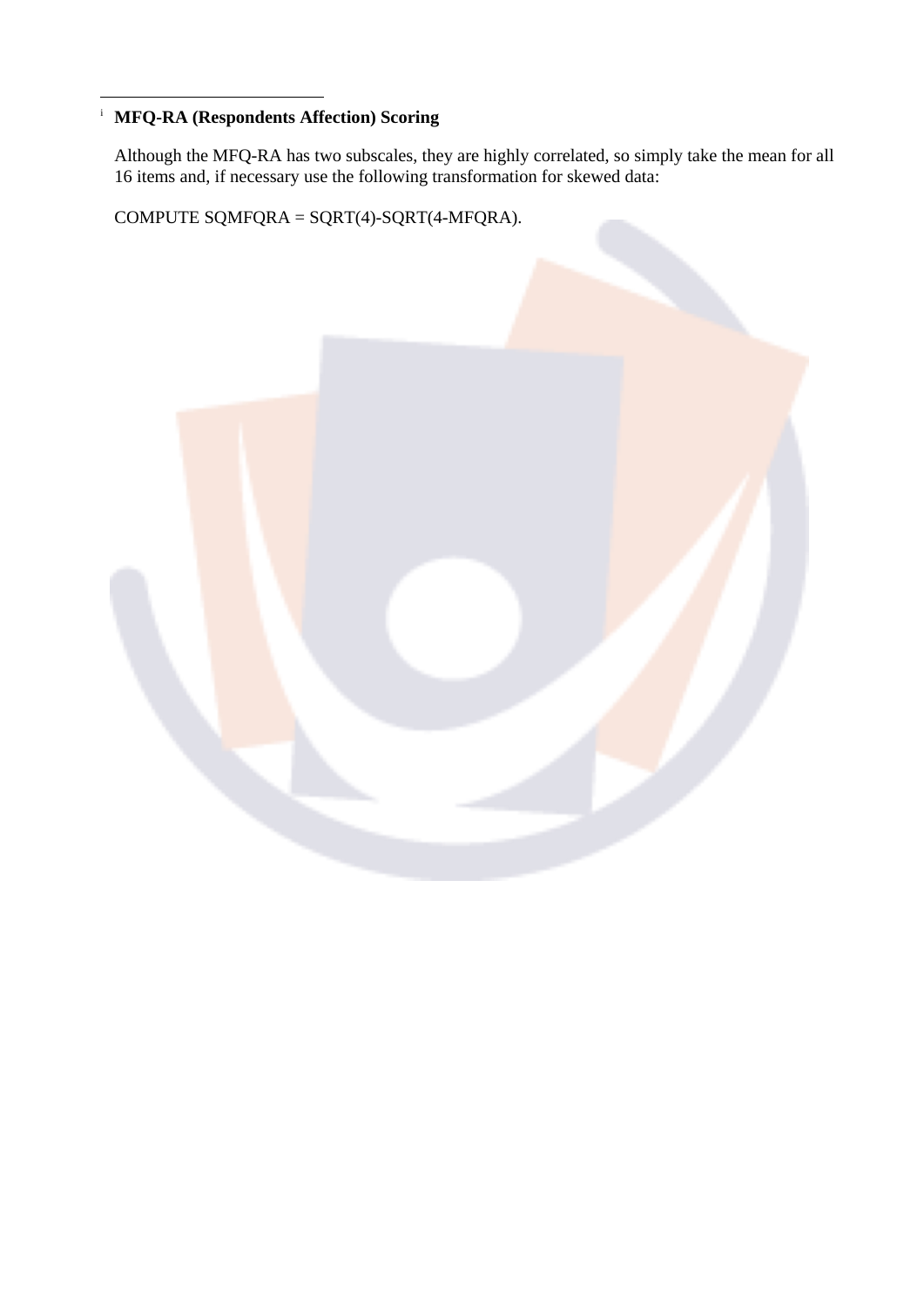[i] **MFQ-RA (Respondents Affection) Scoring**

Although the MFQ-RA has two subscales, they are highly correlated, so simply take the mean for all 16 items and, if necessary use the following transformation for skewed data:

```
COMPUTE SQMFQRA = SQRT(4)-SQRT(4-MFQRA).
```